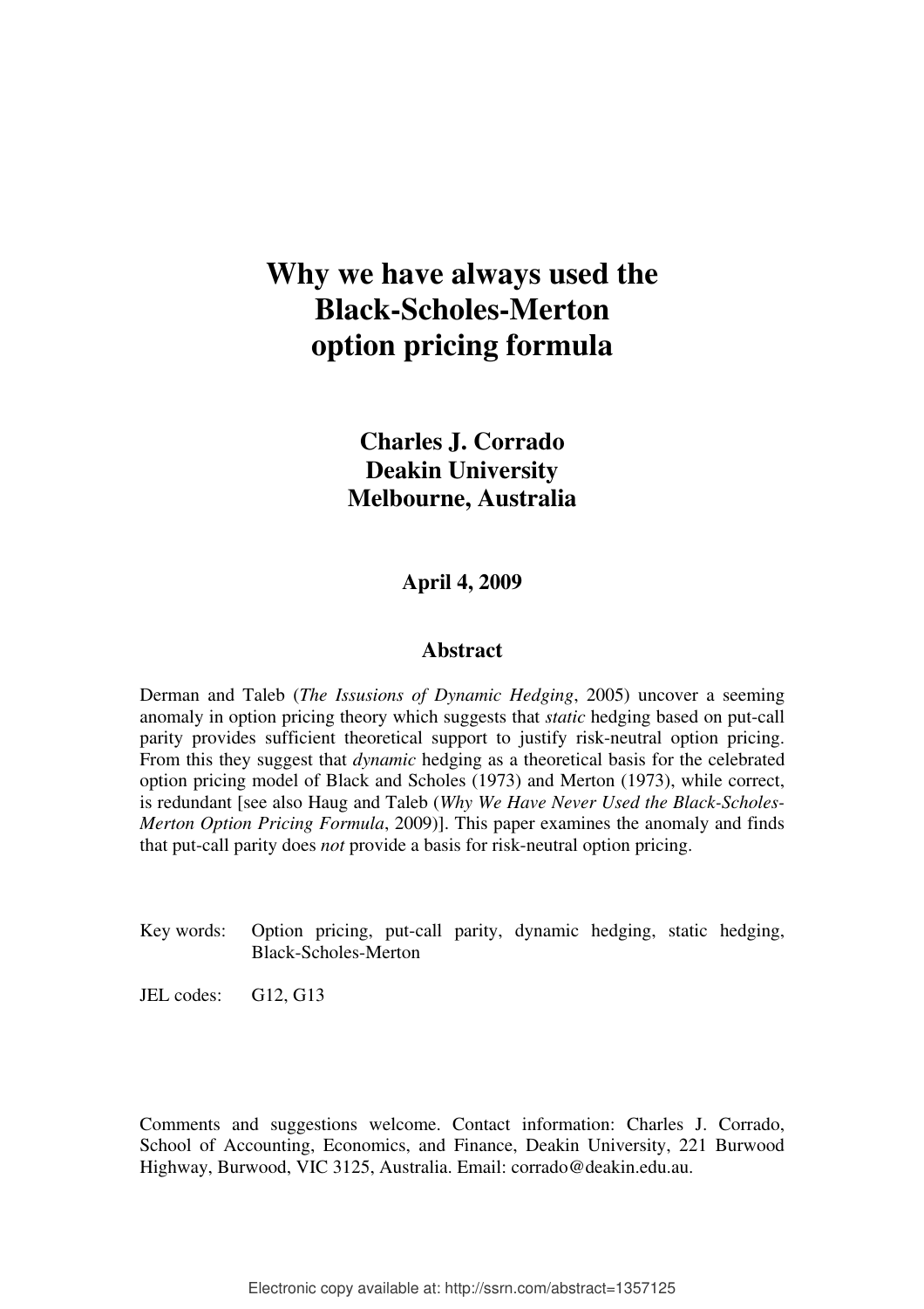# Why we have always used the Black-Scholes-Merton option pricing formula

**Charles J. Corrado**
**Deakin University**
**Melbourne, Australia**

**April 4, 2009**

## Abstract

Derman and Taleb (*The Issusions of Dynamic Hedging*, 2005) uncover a seeming anomaly in option pricing theory which suggests that *static* hedging based on put-call parity provides sufficient theoretical support to justify risk-neutral option pricing. From this they suggest that *dynamic* hedging as a theoretical basis for the celebrated option pricing model of Black and Scholes (1973) and Merton (1973), while correct, is redundant [see also Haug and Taleb (*Why We Have Never Used the Black-Scholes-Merton Option Pricing Formula*, 2009)]. This paper examines the anomaly and finds that put-call parity does *not* provide a basis for risk-neutral option pricing.

Key words: Option pricing, put-call parity, dynamic hedging, static hedging, Black-Scholes-Merton

JEL codes: G12, G13

Comments and suggestions welcome. Contact information: Charles J. Corrado, School of Accounting, Economics, and Finance, Deakin University, 221 Burwood Highway, Burwood, VIC 3125, Australia. Email: corrado@deakin.edu.au.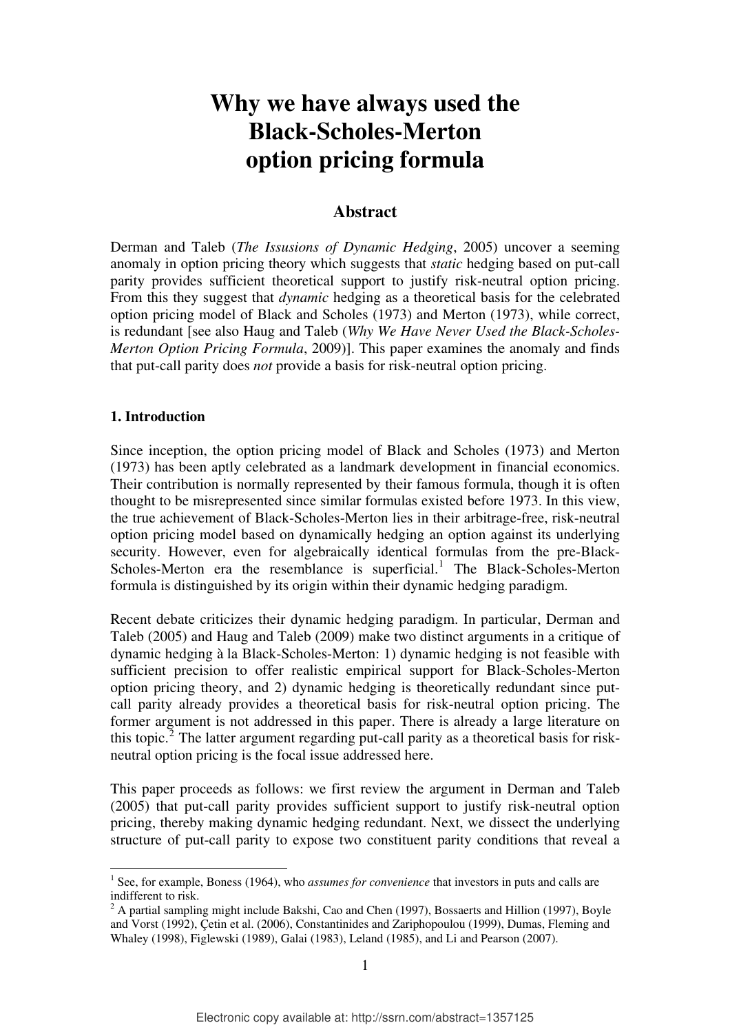# Why we have always used the Black-Scholes-Merton option pricing formula

## Abstract

Derman and Taleb (*The Issusions of Dynamic Hedging*, 2005) uncover a seeming anomaly in option pricing theory which suggests that *static* hedging based on put-call parity provides sufficient theoretical support to justify risk-neutral option pricing. From this they suggest that *dynamic* hedging as a theoretical basis for the celebrated option pricing model of Black and Scholes (1973) and Merton (1973), while correct, is redundant [see also Haug and Taleb (*Why We Have Never Used the Black-Scholes-Merton Option Pricing Formula*, 2009)]. This paper examines the anomaly and finds that put-call parity does *not* provide a basis for risk-neutral option pricing.

### 1. Introduction

Since inception, the option pricing model of Black and Scholes (1973) and Merton (1973) has been aptly celebrated as a landmark development in financial economics. Their contribution is normally represented by their famous formula, though it is often thought to be misrepresented since similar formulas existed before 1973. In this view, the true achievement of Black-Scholes-Merton lies in their arbitrage-free, risk-neutral option pricing model based on dynamically hedging an option against its underlying security. However, even for algebraically identical formulas from the pre-Black-Scholes-Merton era the resemblance is superficial.[1] The Black-Scholes-Merton formula is distinguished by its origin within their dynamic hedging paradigm.

Recent debate criticizes their dynamic hedging paradigm. In particular, Derman and Taleb (2005) and Haug and Taleb (2009) make two distinct arguments in a critique of dynamic hedging à la Black-Scholes-Merton: 1) dynamic hedging is not feasible with sufficient precision to offer realistic empirical support for Black-Scholes-Merton option pricing theory, and 2) dynamic hedging is theoretically redundant since put-call parity already provides a theoretical basis for risk-neutral option pricing. The former argument is not addressed in this paper. There is already a large literature on this topic.[2] The latter argument regarding put-call parity as a theoretical basis for risk-neutral option pricing is the focal issue addressed here.

This paper proceeds as follows: we first review the argument in Derman and Taleb (2005) that put-call parity provides sufficient support to justify risk-neutral option pricing, thereby making dynamic hedging redundant. Next, we dissect the underlying structure of put-call parity to expose two constituent parity conditions that reveal a

[1] See, for example, Boness (1964), who *assumes for convenience* that investors in puts and calls are indifferent to risk.

[2] A partial sampling might include Bakshi, Cao and Chen (1997), Bossaerts and Hillion (1997), Boyle and Vorst (1992), Çetin et al. (2006), Constantinides and Zariphopoulou (1999), Dumas, Fleming and Whaley (1998), Figlewski (1989), Galai (1983), Leland (1985), and Li and Pearson (2007).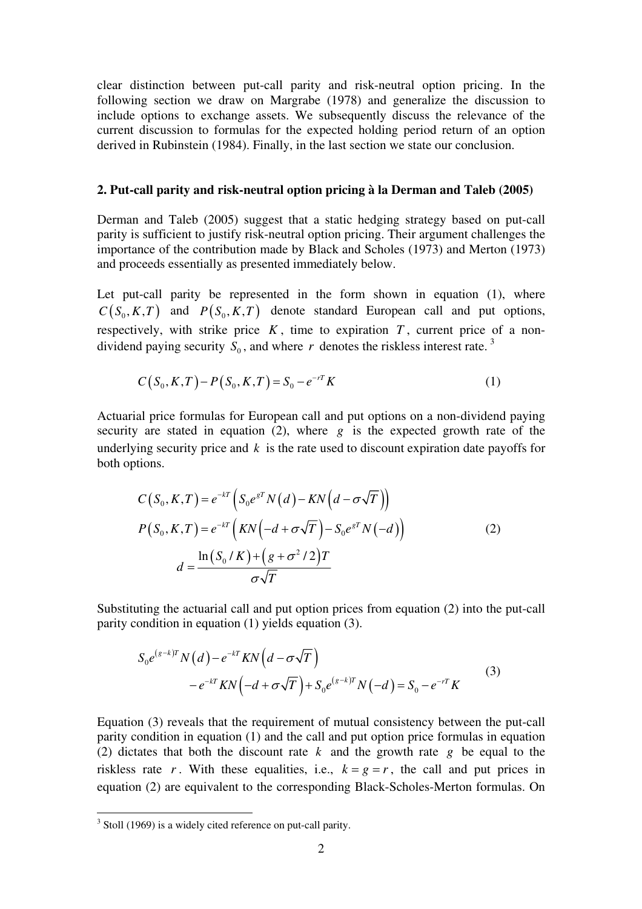clear distinction between put-call parity and risk-neutral option pricing. In the following section we draw on Margrabe (1978) and generalize the discussion to include options to exchange assets. We subsequently discuss the relevance of the current discussion to formulas for the expected holding period return of an option derived in Rubinstein (1984). Finally, in the last section we state our conclusion.

## 2. Put-call parity and risk-neutral option pricing à la Derman and Taleb (2005)

Derman and Taleb (2005) suggest that a static hedging strategy based on put-call parity is sufficient to justify risk-neutral option pricing. Their argument challenges the importance of the contribution made by Black and Scholes (1973) and Merton (1973) and proceeds essentially as presented immediately below.

Let put-call parity be represented in the form shown in equation (1), where $C(S_0, K, T)$ and $P(S_0, K, T)$ denote standard European call and put options, respectively, with strike price $K$, time to expiration $T$, current price of a non-dividend paying security $S_0$, and where $r$ denotes the riskless interest rate. [3]

$$C(S_0, K, T) - P(S_0, K, T) = S_0 - e^{-rT} K \tag{1}$$

Actuarial price formulas for European call and put options on a non-dividend paying security are stated in equation (2), where $g$ is the expected growth rate of the underlying security price and $k$ is the rate used to discount expiration date payoffs for both options.

$$\begin{aligned}
C(S_0, K, T) &= e^{-kT}\left(S_0 e^{gT} N(d) - KN\left(d - \sigma\sqrt{T}\right)\right) \\
P(S_0, K, T) &= e^{-kT}\left(KN\left(-d + \sigma\sqrt{T}\right) - S_0 e^{gT} N(-d)\right) \\
d &= \frac{\ln(S_0 / K) + \left(g + \sigma^2 / 2\right)T}{\sigma\sqrt{T}}
\end{aligned} \tag{2}$$

Substituting the actuarial call and put option prices from equation (2) into the put-call parity condition in equation (1) yields equation (3).

$$\begin{aligned}
&S_0 e^{(g-k)T} N(d) - e^{-kT} KN\left(d - \sigma\sqrt{T}\right) \\
&\quad - e^{-kT} KN\left(-d + \sigma\sqrt{T}\right) + S_0 e^{(g-k)T} N(-d) = S_0 - e^{-rT} K
\end{aligned} \tag{3}$$

Equation (3) reveals that the requirement of mutual consistency between the put-call parity condition in equation (1) and the call and put option price formulas in equation (2) dictates that both the discount rate $k$ and the growth rate $g$ be equal to the riskless rate $r$. With these equalities, i.e., $k = g = r$, the call and put prices in equation (2) are equivalent to the corresponding Black-Scholes-Merton formulas. On

[3] Stoll (1969) is a widely cited reference on put-call parity.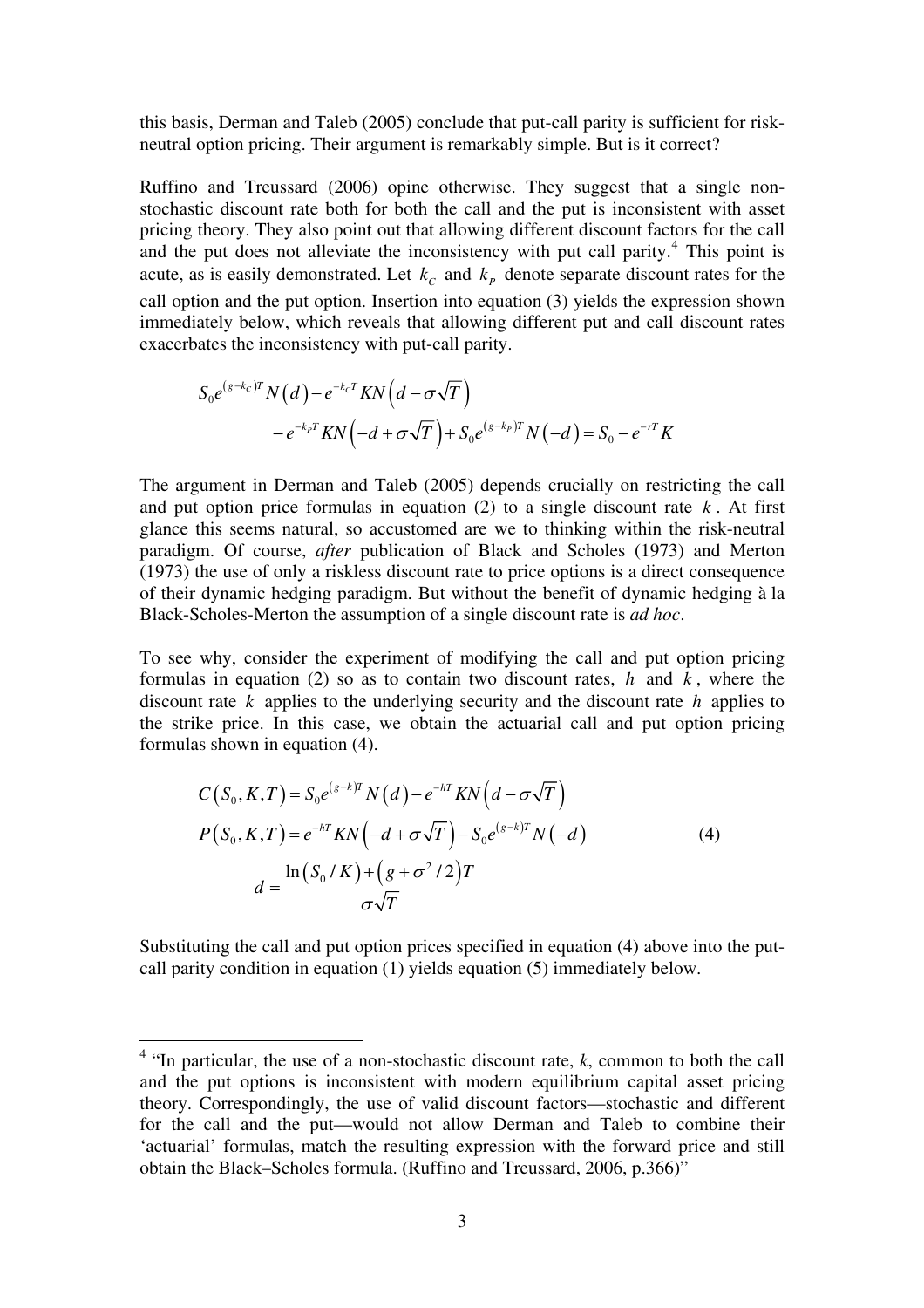this basis, Derman and Taleb (2005) conclude that put-call parity is sufficient for risk-neutral option pricing. Their argument is remarkably simple. But is it correct?

Ruffino and Treussard (2006) opine otherwise. They suggest that a single non-stochastic discount rate both for both the call and the put is inconsistent with asset pricing theory. They also point out that allowing different discount factors for the call and the put does not alleviate the inconsistency with put call parity.[4] This point is acute, as is easily demonstrated. Let $k_C$ and $k_P$ denote separate discount rates for the call option and the put option. Insertion into equation (3) yields the expression shown immediately below, which reveals that allowing different put and call discount rates exacerbates the inconsistency with put-call parity.

$$
\begin{aligned}
&S_0 e^{(g-k_C)T} N(d) - e^{-k_C T} K N\left(d - \sigma\sqrt{T}\right) \\
&\qquad - e^{-k_P T} K N\left(-d + \sigma\sqrt{T}\right) + S_0 e^{(g-k_P)T} N(-d) = S_0 - e^{-rT} K
\end{aligned}
$$

The argument in Derman and Taleb (2005) depends crucially on restricting the call and put option price formulas in equation (2) to a single discount rate $k$. At first glance this seems natural, so accustomed are we to thinking within the risk-neutral paradigm. Of course, *after* publication of Black and Scholes (1973) and Merton (1973) the use of only a riskless discount rate to price options is a direct consequence of their dynamic hedging paradigm. But without the benefit of dynamic hedging à la Black-Scholes-Merton the assumption of a single discount rate is *ad hoc*.

To see why, consider the experiment of modifying the call and put option pricing formulas in equation (2) so as to contain two discount rates, $h$ and $k$, where the discount rate $k$ applies to the underlying security and the discount rate $h$ applies to the strike price. In this case, we obtain the actuarial call and put option pricing formulas shown in equation (4).

$$
\begin{aligned}
C(S_0, K, T) &= S_0 e^{(g-k)T} N(d) - e^{-hT} K N\left(d - \sigma\sqrt{T}\right) \\
P(S_0, K, T) &= e^{-hT} K N\left(-d + \sigma\sqrt{T}\right) - S_0 e^{(g-k)T} N(-d) \\
d &= \frac{\ln(S_0 / K) + \left(g + \sigma^2/2\right)T}{\sigma\sqrt{T}}
\end{aligned}
\tag{4}
$$

Substituting the call and put option prices specified in equation (4) above into the put-call parity condition in equation (1) yields equation (5) immediately below.

---

[4] "In particular, the use of a non-stochastic discount rate, *k*, common to both the call and the put options is inconsistent with modern equilibrium capital asset pricing theory. Correspondingly, the use of valid discount factors—stochastic and different for the call and the put—would not allow Derman and Taleb to combine their 'actuarial' formulas, match the resulting expression with the forward price and still obtain the Black–Scholes formula. (Ruffino and Treussard, 2006, p.366)"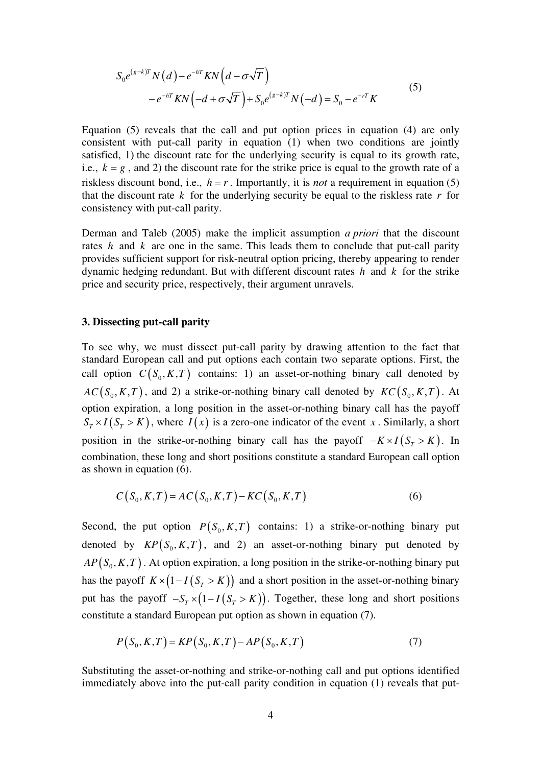$$S_0 e^{(g-k)T} N(d) - e^{-hT} K N\left(d - \sigma\sqrt{T}\right) \\ - e^{-hT} K N\left(-d + \sigma\sqrt{T}\right) + S_0 e^{(g-k)T} N(-d) = S_0 - e^{-rT} K \tag{5}$$

Equation (5) reveals that the call and put option prices in equation (4) are only consistent with put-call parity in equation (1) when two conditions are jointly satisfied, 1) the discount rate for the underlying security is equal to its growth rate, i.e., $k = g$, and 2) the discount rate for the strike price is equal to the growth rate of a riskless discount bond, i.e., $h = r$. Importantly, it is *not* a requirement in equation (5) that the discount rate $k$ for the underlying security be equal to the riskless rate $r$ for consistency with put-call parity.

Derman and Taleb (2005) make the implicit assumption *a priori* that the discount rates $h$ and $k$ are one in the same. This leads them to conclude that put-call parity provides sufficient support for risk-neutral option pricing, thereby appearing to render dynamic hedging redundant. But with different discount rates $h$ and $k$ for the strike price and security price, respectively, their argument unravels.

### 3. Dissecting put-call parity

To see why, we must dissect put-call parity by drawing attention to the fact that standard European call and put options each contain two separate options. First, the call option $C(S_0, K, T)$ contains: 1) an asset-or-nothing binary call denoted by $AC(S_0, K, T)$, and 2) a strike-or-nothing binary call denoted by $KC(S_0, K, T)$. At option expiration, a long position in the asset-or-nothing binary call has the payoff $S_T \times I(S_T > K)$, where $I(x)$ is a zero-one indicator of the event $x$. Similarly, a short position in the strike-or-nothing binary call has the payoff $-K \times I(S_T > K)$. In combination, these long and short positions constitute a standard European call option as shown in equation (6).

$$C(S_0, K, T) = AC(S_0, K, T) - KC(S_0, K, T) \tag{6}$$

Second, the put option $P(S_0, K, T)$ contains: 1) a strike-or-nothing binary put denoted by $KP(S_0, K, T)$, and 2) an asset-or-nothing binary put denoted by $AP(S_0, K, T)$. At option expiration, a long position in the strike-or-nothing binary put has the payoff $K \times (1 - I(S_T > K))$ and a short position in the asset-or-nothing binary put has the payoff $-S_T \times (1 - I(S_T > K))$. Together, these long and short positions constitute a standard European put option as shown in equation (7).

$$P(S_0, K, T) = KP(S_0, K, T) - AP(S_0, K, T) \tag{7}$$

Substituting the asset-or-nothing and strike-or-nothing call and put options identified immediately above into the put-call parity condition in equation (1) reveals that put-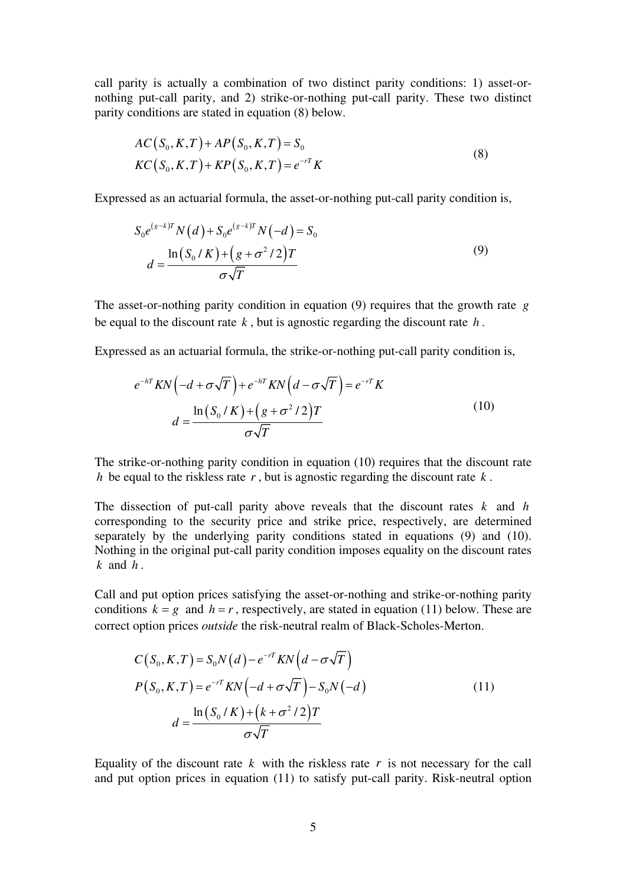call parity is actually a combination of two distinct parity conditions: 1) asset-or-nothing put-call parity, and 2) strike-or-nothing put-call parity. These two distinct parity conditions are stated in equation (8) below.

$$
\begin{aligned}
AC(S_0, K, T) + AP(S_0, K, T) &= S_0 \\
KC(S_0, K, T) + KP(S_0, K, T) &= e^{-rT} K
\end{aligned}
\tag{8}
$$

Expressed as an actuarial formula, the asset-or-nothing put-call parity condition is,

$$
\begin{aligned}
S_0 e^{(g-k)T} N(d) + S_0 e^{(g-k)T} N(-d) &= S_0 \\
d &= \frac{\ln(S_0 / K) + (g + \sigma^2 / 2)T}{\sigma \sqrt{T}}
\end{aligned}
\tag{9}
$$

The asset-or-nothing parity condition in equation (9) requires that the growth rate $g$ be equal to the discount rate $k$, but is agnostic regarding the discount rate $h$.

Expressed as an actuarial formula, the strike-or-nothing put-call parity condition is,

$$
\begin{aligned}
e^{-hT} K N(-d + \sigma\sqrt{T}) + e^{-hT} K N(d - \sigma\sqrt{T}) &= e^{-rT} K \\
d &= \frac{\ln(S_0 / K) + (g + \sigma^2 / 2)T}{\sigma \sqrt{T}}
\end{aligned}
\tag{10}
$$

The strike-or-nothing parity condition in equation (10) requires that the discount rate $h$ be equal to the riskless rate $r$, but is agnostic regarding the discount rate $k$.

The dissection of put-call parity above reveals that the discount rates $k$ and $h$ corresponding to the security price and strike price, respectively, are determined separately by the underlying parity conditions stated in equations (9) and (10). Nothing in the original put-call parity condition imposes equality on the discount rates $k$ and $h$.

Call and put option prices satisfying the asset-or-nothing and strike-or-nothing parity conditions $k = g$ and $h = r$, respectively, are stated in equation (11) below. These are correct option prices *outside* the risk-neutral realm of Black-Scholes-Merton.

$$
\begin{aligned}
C(S_0, K, T) &= S_0 N(d) - e^{-rT} K N(d - \sigma\sqrt{T}) \\
P(S_0, K, T) &= e^{-rT} K N(-d + \sigma\sqrt{T}) - S_0 N(-d) \\
d &= \frac{\ln(S_0 / K) + (k + \sigma^2 / 2)T}{\sigma \sqrt{T}}
\end{aligned}
\tag{11}
$$

Equality of the discount rate $k$ with the riskless rate $r$ is not necessary for the call and put option prices in equation (11) to satisfy put-call parity. Risk-neutral option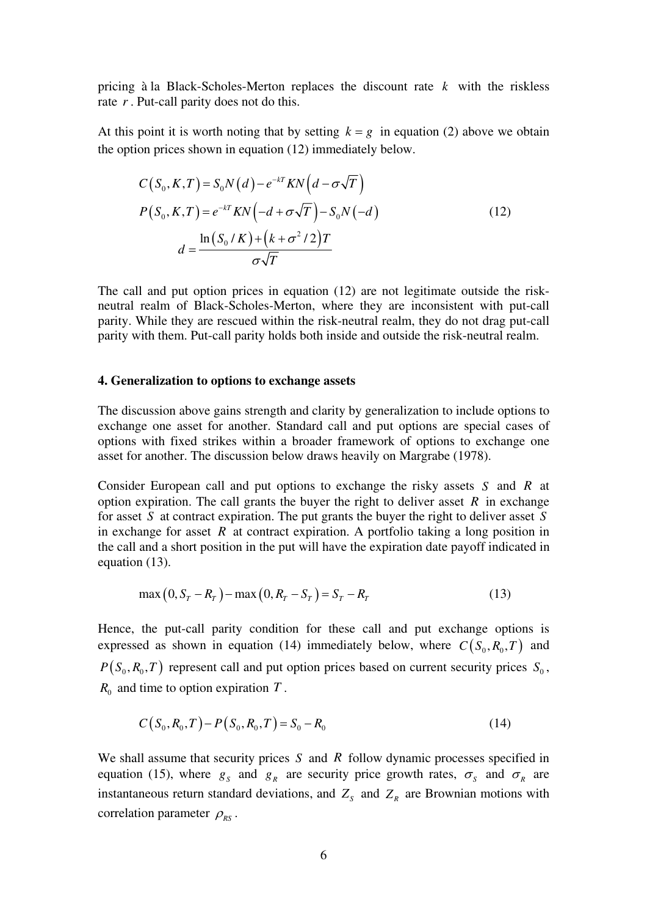pricing à la Black-Scholes-Merton replaces the discount rate $k$ with the riskless rate $r$. Put-call parity does not do this.

At this point it is worth noting that by setting $k = g$ in equation (2) above we obtain the option prices shown in equation (12) immediately below.

$$
\begin{aligned}
C(S_0, K, T) &= S_0 N(d) - e^{-kT} K N\left(d - \sigma\sqrt{T}\right) \\
P(S_0, K, T) &= e^{-kT} K N\left(-d + \sigma\sqrt{T}\right) - S_0 N(-d) \\
d &= \frac{\ln(S_0 / K) + \left(k + \sigma^2/2\right)T}{\sigma\sqrt{T}}
\end{aligned}
\tag{12}
$$

The call and put option prices in equation (12) are not legitimate outside the risk-neutral realm of Black-Scholes-Merton, where they are inconsistent with put-call parity. While they are rescued within the risk-neutral realm, they do not drag put-call parity with them. Put-call parity holds both inside and outside the risk-neutral realm.

## 4. Generalization to options to exchange assets

The discussion above gains strength and clarity by generalization to include options to exchange one asset for another. Standard call and put options are special cases of options with fixed strikes within a broader framework of options to exchange one asset for another. The discussion below draws heavily on Margrabe (1978).

Consider European call and put options to exchange the risky assets $S$ and $R$ at option expiration. The call grants the buyer the right to deliver asset $R$ in exchange for asset $S$ at contract expiration. The put grants the buyer the right to deliver asset $S$ in exchange for asset $R$ at contract expiration. A portfolio taking a long position in the call and a short position in the put will have the expiration date payoff indicated in equation (13).

$$
\max(0, S_T - R_T) - \max(0, R_T - S_T) = S_T - R_T \tag{13}
$$

Hence, the put-call parity condition for these call and put exchange options is expressed as shown in equation (14) immediately below, where $C(S_0, R_0, T)$ and $P(S_0, R_0, T)$ represent call and put option prices based on current security prices $S_0$, $R_0$ and time to option expiration $T$.

$$
C(S_0, R_0, T) - P(S_0, R_0, T) = S_0 - R_0 \tag{14}
$$

We shall assume that security prices $S$ and $R$ follow dynamic processes specified in equation (15), where $g_S$ and $g_R$ are security price growth rates, $\sigma_S$ and $\sigma_R$ are instantaneous return standard deviations, and $Z_S$ and $Z_R$ are Brownian motions with correlation parameter $\rho_{RS}$.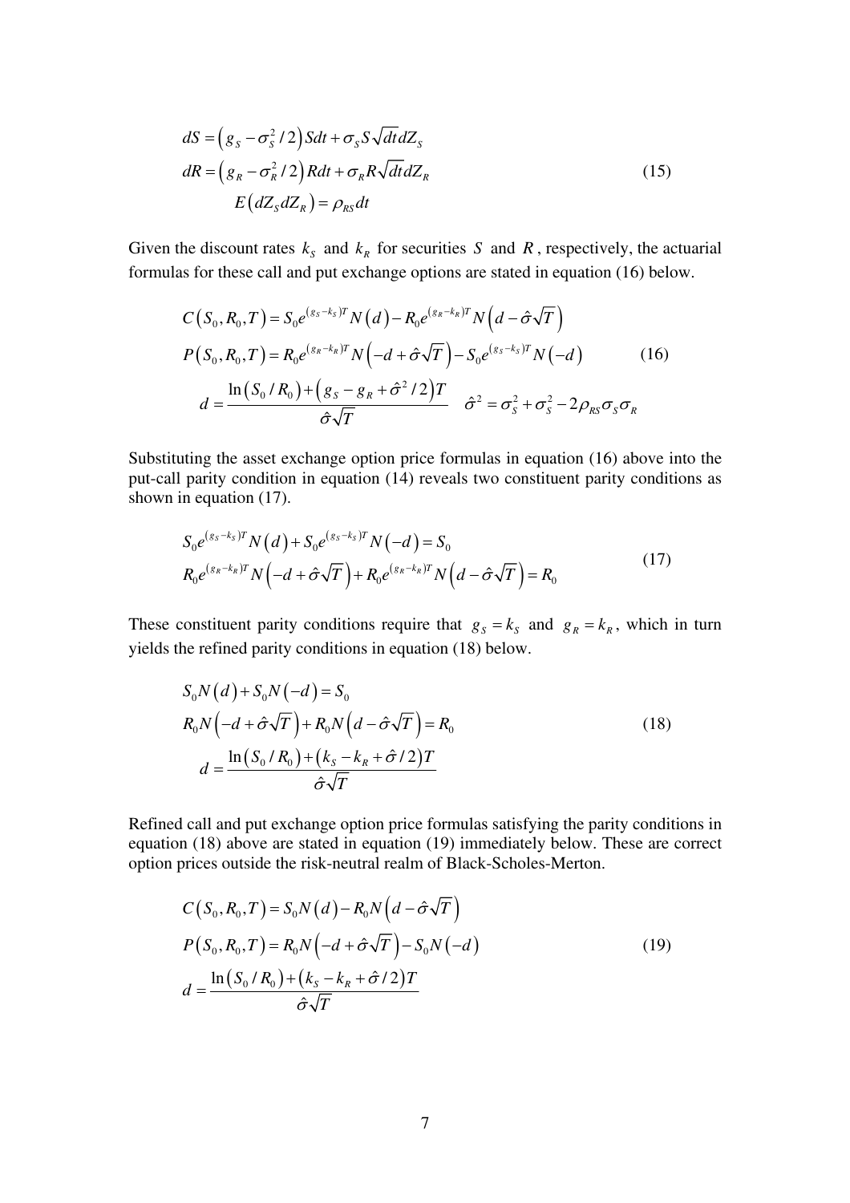$$
\begin{aligned}
dS &= \left(g_S - \sigma_S^2/2\right)Sdt + \sigma_S S\sqrt{dt}\,dZ_S \\
dR &= \left(g_R - \sigma_R^2/2\right)Rdt + \sigma_R R\sqrt{dt}\,dZ_R \\
&\quad E\left(dZ_S dZ_R\right) = \rho_{RS}dt
\end{aligned}
\tag{15}
$$

Given the discount rates $k_S$ and $k_R$ for securities $S$ and $R$, respectively, the actuarial formulas for these call and put exchange options are stated in equation (16) below.

$$
\begin{aligned}
C\left(S_0, R_0, T\right) &= S_0 e^{(g_S - k_S)T} N\left(d\right) - R_0 e^{(g_R - k_R)T} N\left(d - \hat{\sigma}\sqrt{T}\right) \\
P\left(S_0, R_0, T\right) &= R_0 e^{(g_R - k_R)T} N\left(-d + \hat{\sigma}\sqrt{T}\right) - S_0 e^{(g_S - k_S)T} N\left(-d\right) \\
d &= \frac{\ln\left(S_0/R_0\right) + \left(g_S - g_R + \hat{\sigma}^2/2\right)T}{\hat{\sigma}\sqrt{T}} \quad \hat{\sigma}^2 = \sigma_S^2 + \sigma_S^2 - 2\rho_{RS}\sigma_S\sigma_R
\end{aligned}
\tag{16}
$$

Substituting the asset exchange option price formulas in equation (16) above into the put-call parity condition in equation (14) reveals two constituent parity conditions as shown in equation (17).

$$
\begin{aligned}
&S_0 e^{(g_S - k_S)T} N\left(d\right) + S_0 e^{(g_S - k_S)T} N\left(-d\right) = S_0 \\
&R_0 e^{(g_R - k_R)T} N\left(-d + \hat{\sigma}\sqrt{T}\right) + R_0 e^{(g_R - k_R)T} N\left(d - \hat{\sigma}\sqrt{T}\right) = R_0
\end{aligned}
\tag{17}
$$

These constituent parity conditions require that $g_S = k_S$ and $g_R = k_R$, which in turn yields the refined parity conditions in equation (18) below.

$$
\begin{aligned}
&S_0 N\left(d\right) + S_0 N\left(-d\right) = S_0 \\
&R_0 N\left(-d + \hat{\sigma}\sqrt{T}\right) + R_0 N\left(d - \hat{\sigma}\sqrt{T}\right) = R_0 \\
&\quad d = \frac{\ln\left(S_0/R_0\right) + \left(k_S - k_R + \hat{\sigma}/2\right)T}{\hat{\sigma}\sqrt{T}}
\end{aligned}
\tag{18}
$$

Refined call and put exchange option price formulas satisfying the parity conditions in equation (18) above are stated in equation (19) immediately below. These are correct option prices outside the risk-neutral realm of Black-Scholes-Merton.

$$
\begin{aligned}
C\left(S_0, R_0, T\right) &= S_0 N\left(d\right) - R_0 N\left(d - \hat{\sigma}\sqrt{T}\right) \\
P\left(S_0, R_0, T\right) &= R_0 N\left(-d + \hat{\sigma}\sqrt{T}\right) - S_0 N\left(-d\right) \\
d &= \frac{\ln\left(S_0/R_0\right) + \left(k_S - k_R + \hat{\sigma}/2\right)T}{\hat{\sigma}\sqrt{T}}
\end{aligned}
\tag{19}
$$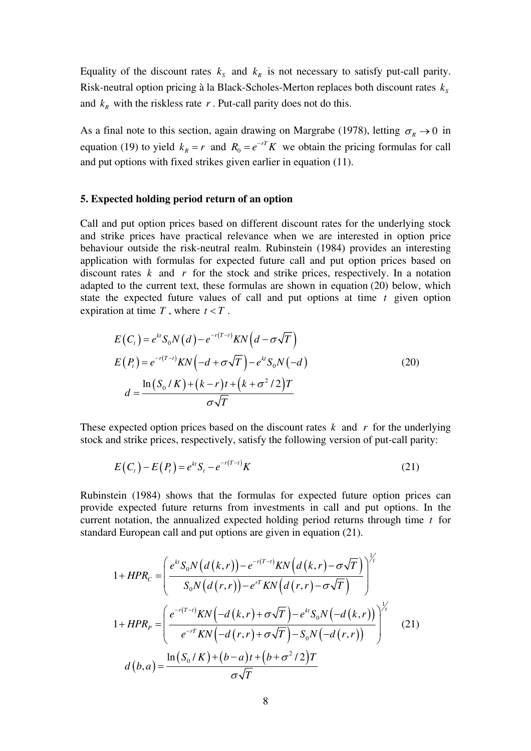Equality of the discount rates $k_S$ and $k_R$ is not necessary to satisfy put-call parity. Risk-neutral option pricing à la Black-Scholes-Merton replaces both discount rates $k_S$ and $k_R$ with the riskless rate $r$. Put-call parity does not do this.

As a final note to this section, again drawing on Margrabe (1978), letting $\sigma_R \to 0$ in equation (19) to yield $k_R = r$ and $R_0 = e^{-rT}K$ we obtain the pricing formulas for call and put options with fixed strikes given earlier in equation (11).

## 5. Expected holding period return of an option

Call and put option prices based on different discount rates for the underlying stock and strike prices have practical relevance when we are interested in option price behaviour outside the risk-neutral realm. Rubinstein (1984) provides an interesting application with formulas for expected future call and put option prices based on discount rates $k$ and $r$ for the stock and strike prices, respectively. In a notation adapted to the current text, these formulas are shown in equation (20) below, which state the expected future values of call and put options at time $t$ given option expiration at time $T$, where $t < T$.

$$
\begin{aligned}
E(C_t) &= e^{kt} S_0 N(d) - e^{-r(T-t)} K N\left(d - \sigma\sqrt{T}\right) \\
E(P_t) &= e^{-r(T-t)} K N\left(-d + \sigma\sqrt{T}\right) - e^{kt} S_0 N(-d) \\
d &= \frac{\ln(S_0 / K) + (k-r)t + \left(k + \sigma^2/2\right)T}{\sigma\sqrt{T}}
\end{aligned}
\tag{20}
$$

These expected option prices based on the discount rates $k$ and $r$ for the underlying stock and strike prices, respectively, satisfy the following version of put-call parity:

$$
E(C_t) - E(P_t) = e^{kt} S_t - e^{-r(T-t)} K \tag{21}
$$

Rubinstein (1984) shows that the formulas for expected future option prices can provide expected future returns from investments in call and put options. In the current notation, the annualized expected holding period returns through time $t$ for standard European call and put options are given in equation (21).

$$
\begin{aligned}
1 + HPR_C &= \left( \frac{e^{kt} S_0 N\left(d(k,r)\right) - e^{-r(T-t)} K N\left(d(k,r) - \sigma\sqrt{T}\right)}{S_0 N\left(d(r,r)\right) - e^{rT} K N\left(d(r,r) - \sigma\sqrt{T}\right)} \right)^{1/t} \\
1 + HPR_P &= \left( \frac{e^{-r(T-t)} K N\left(-d(k,r) + \sigma\sqrt{T}\right) - e^{kt} S_0 N\left(-d(k,r)\right)}{e^{-rT} K N\left(-d(r,r) + \sigma\sqrt{T}\right) - S_0 N\left(-d(r,r)\right)} \right)^{1/t} \\
d(b,a) &= \frac{\ln(S_0 / K) + (b-a)t + \left(b + \sigma^2/2\right)T}{\sigma\sqrt{T}}
\end{aligned}
\tag{21}
$$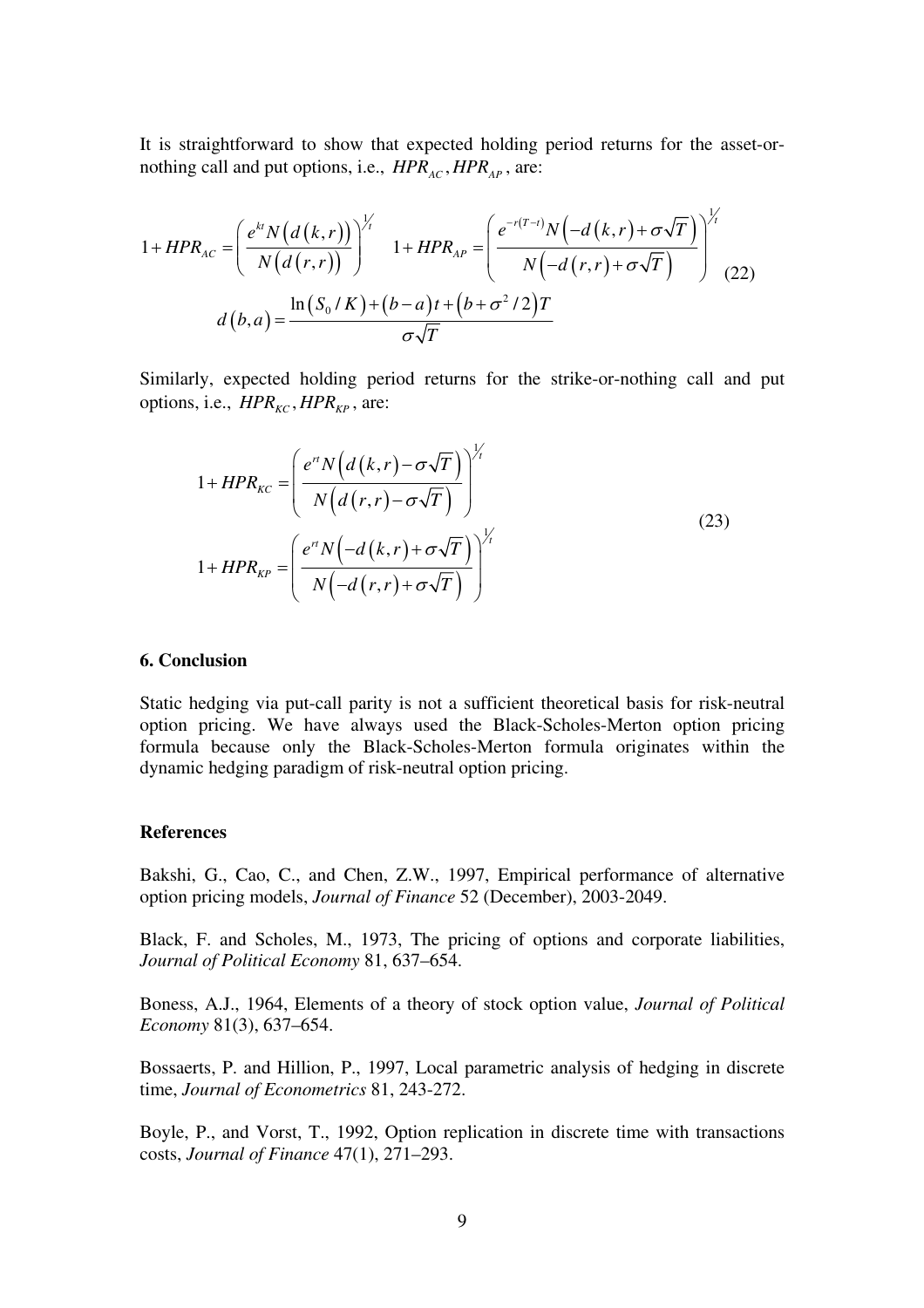It is straightforward to show that expected holding period returns for the asset-or-nothing call and put options, i.e., $HPR_{AC}, HPR_{AP}$, are:

$$1 + HPR_{AC} = \left( \frac{e^{kt} N\left(d\left(k,r\right)\right)}{N\left(d\left(r,r\right)\right)} \right)^{1/t} \quad 1 + HPR_{AP} = \left( \frac{e^{-r(T-t)} N\left(-d\left(k,r\right) + \sigma\sqrt{T}\right)}{N\left(-d\left(r,r\right) + \sigma\sqrt{T}\right)} \right)^{1/t}$$

$$d\left(b,a\right) = \frac{\ln\left(S_0 / K\right) + \left(b-a\right)t + \left(b + \sigma^2/2\right)T}{\sigma\sqrt{T}} \tag{22}$$

Similarly, expected holding period returns for the strike-or-nothing call and put options, i.e., $HPR_{KC}, HPR_{KP}$, are:

$$\begin{aligned} 1 + HPR_{KC} &= \left( \frac{e^{rt} N\left(d\left(k,r\right) - \sigma\sqrt{T}\right)}{N\left(d\left(r,r\right) - \sigma\sqrt{T}\right)} \right)^{1/t} \\ 1 + HPR_{KP} &= \left( \frac{e^{rt} N\left(-d\left(k,r\right) + \sigma\sqrt{T}\right)}{N\left(-d\left(r,r\right) + \sigma\sqrt{T}\right)} \right)^{1/t} \end{aligned} \tag{23}$$

## 6. Conclusion

Static hedging via put-call parity is not a sufficient theoretical basis for risk-neutral option pricing. We have always used the Black-Scholes-Merton option pricing formula because only the Black-Scholes-Merton formula originates within the dynamic hedging paradigm of risk-neutral option pricing.

## References

Bakshi, G., Cao, C., and Chen, Z.W., 1997, Empirical performance of alternative option pricing models, *Journal of Finance* 52 (December), 2003-2049.

Black, F. and Scholes, M., 1973, The pricing of options and corporate liabilities, *Journal of Political Economy* 81, 637–654.

Boness, A.J., 1964, Elements of a theory of stock option value, *Journal of Political Economy* 81(3), 637–654.

Bossaerts, P. and Hillion, P., 1997, Local parametric analysis of hedging in discrete time, *Journal of Econometrics* 81, 243-272.

Boyle, P., and Vorst, T., 1992, Option replication in discrete time with transactions costs, *Journal of Finance* 47(1), 271–293.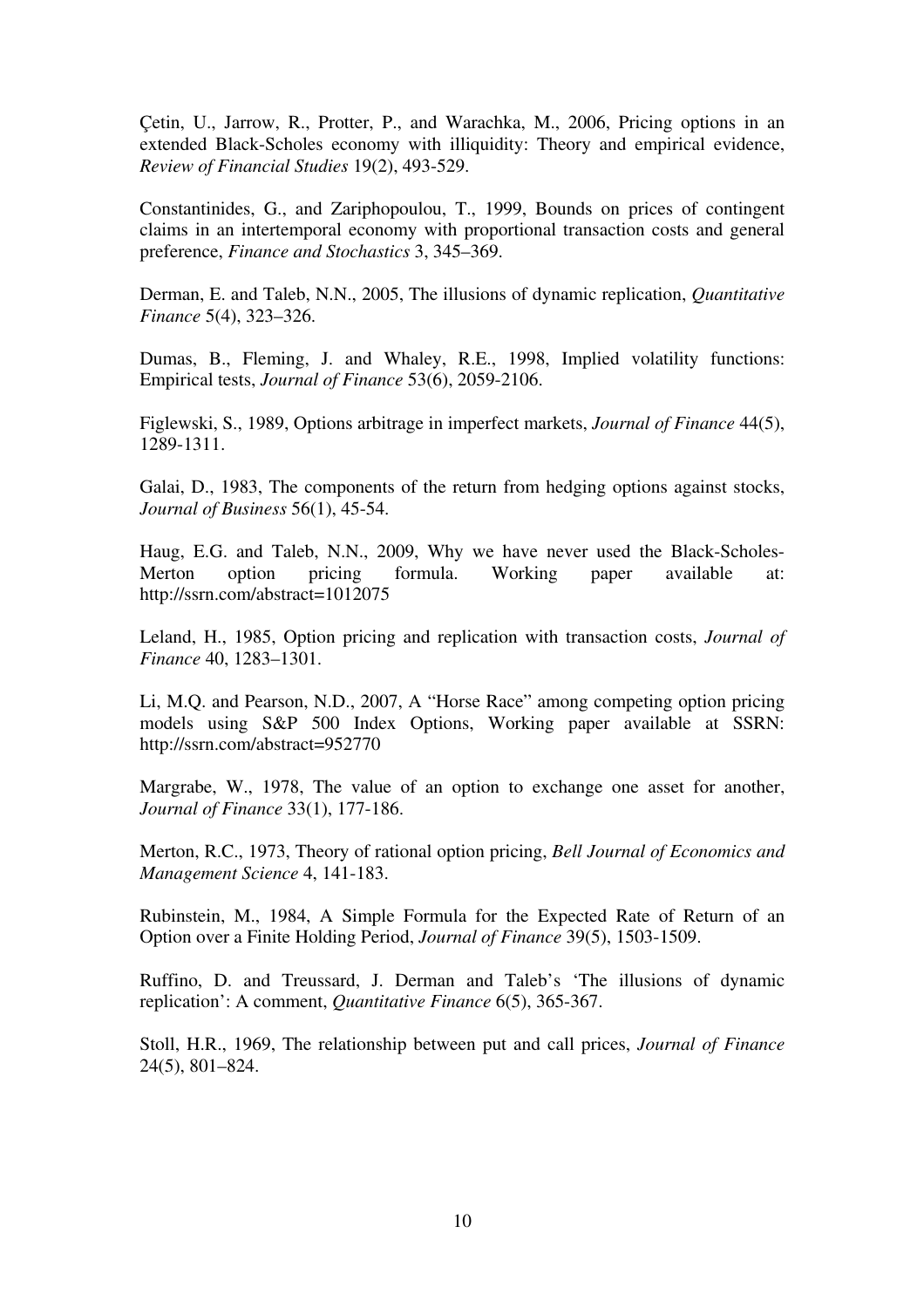Çetin, U., Jarrow, R., Protter, P., and Warachka, M., 2006, Pricing options in an extended Black-Scholes economy with illiquidity: Theory and empirical evidence, *Review of Financial Studies* 19(2), 493-529.

Constantinides, G., and Zariphopoulou, T., 1999, Bounds on prices of contingent claims in an intertemporal economy with proportional transaction costs and general preference, *Finance and Stochastics* 3, 345–369.

Derman, E. and Taleb, N.N., 2005, The illusions of dynamic replication, *Quantitative Finance* 5(4), 323–326.

Dumas, B., Fleming, J. and Whaley, R.E., 1998, Implied volatility functions: Empirical tests, *Journal of Finance* 53(6), 2059-2106.

Figlewski, S., 1989, Options arbitrage in imperfect markets, *Journal of Finance* 44(5), 1289-1311.

Galai, D., 1983, The components of the return from hedging options against stocks, *Journal of Business* 56(1), 45-54.

Haug, E.G. and Taleb, N.N., 2009, Why we have never used the Black-Scholes-Merton option pricing formula. Working paper available at: http://ssrn.com/abstract=1012075

Leland, H., 1985, Option pricing and replication with transaction costs, *Journal of Finance* 40, 1283–1301.

Li, M.Q. and Pearson, N.D., 2007, A "Horse Race" among competing option pricing models using S&P 500 Index Options, Working paper available at SSRN: http://ssrn.com/abstract=952770

Margrabe, W., 1978, The value of an option to exchange one asset for another, *Journal of Finance* 33(1), 177-186.

Merton, R.C., 1973, Theory of rational option pricing, *Bell Journal of Economics and Management Science* 4, 141-183.

Rubinstein, M., 1984, A Simple Formula for the Expected Rate of Return of an Option over a Finite Holding Period, *Journal of Finance* 39(5), 1503-1509.

Ruffino, D. and Treussard, J. Derman and Taleb's 'The illusions of dynamic replication': A comment, *Quantitative Finance* 6(5), 365-367.

Stoll, H.R., 1969, The relationship between put and call prices, *Journal of Finance* 24(5), 801–824.